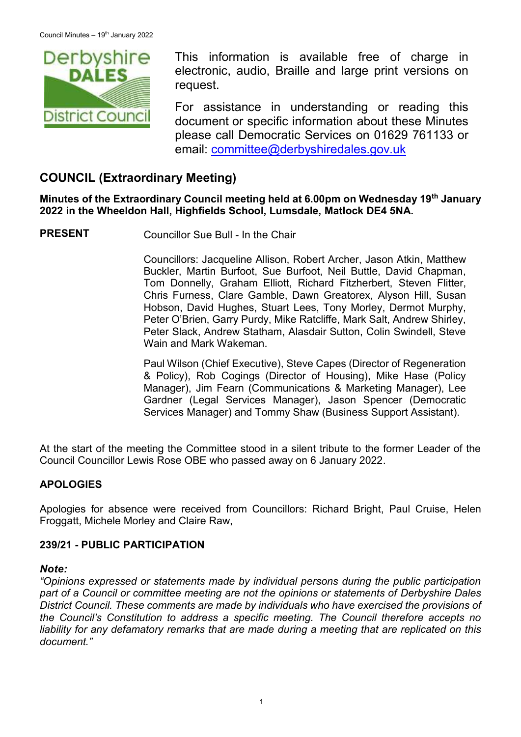This information is available free of charge in electronic, audio, Braille and large print versions on request.

For assistance in understanding or reading this document or specific information about these Minutes please call Democratic Services on 01629 761133 or email: committee@derbyshiredales.gov.uk

## COUNCIL (Extraordinary Meeting)

**Minutes of the Extraordinary Council meeting held at 6.00pm on Wednesday 19th January 2022 in the Wheeldon Hall, Highfields School, Lumsdale, Matlock DE4 5NA.**

**PRESENT** Councillor Sue Bull - In the Chair

Councillors: Jacqueline Allison, Robert Archer, Jason Atkin, Matthew Buckler, Martin Burfoot, Sue Burfoot, Neil Buttle, David Chapman, Tom Donnelly, Graham Elliott, Richard Fitzherbert, Steven Flitter, Chris Furness, Clare Gamble, Dawn Greatorex, Alyson Hill, Susan Hobson, David Hughes, Stuart Lees, Tony Morley, Dermot Murphy, Peter O'Brien, Garry Purdy, Mike Ratcliffe, Mark Salt, Andrew Shirley, Peter Slack, Andrew Statham, Alasdair Sutton, Colin Swindell, Steve Wain and Mark Wakeman.

Paul Wilson (Chief Executive), Steve Capes (Director of Regeneration & Policy), Rob Cogings (Director of Housing), Mike Hase (Policy Manager), Jim Fearn (Communications & Marketing Manager), Lee Gardner (Legal Services Manager), Jason Spencer (Democratic Services Manager) and Tommy Shaw (Business Support Assistant).

At the start of the meeting the Committee stood in a silent tribute to the former Leader of the Council Councillor Lewis Rose OBE who passed away on 6 January 2022.

### APOLOGIES

Apologies for absence were received from Councillors: Richard Bright, Paul Cruise, Helen Froggatt, Michele Morley and Claire Raw,

### 239/21 - PUBLIC PARTICIPATION

***Note:***
*"Opinions expressed or statements made by individual persons during the public participation part of a Council or committee meeting are not the opinions or statements of Derbyshire Dales District Council. These comments are made by individuals who have exercised the provisions of the Council's Constitution to address a specific meeting. The Council therefore accepts no liability for any defamatory remarks that are made during a meeting that are replicated on this document."*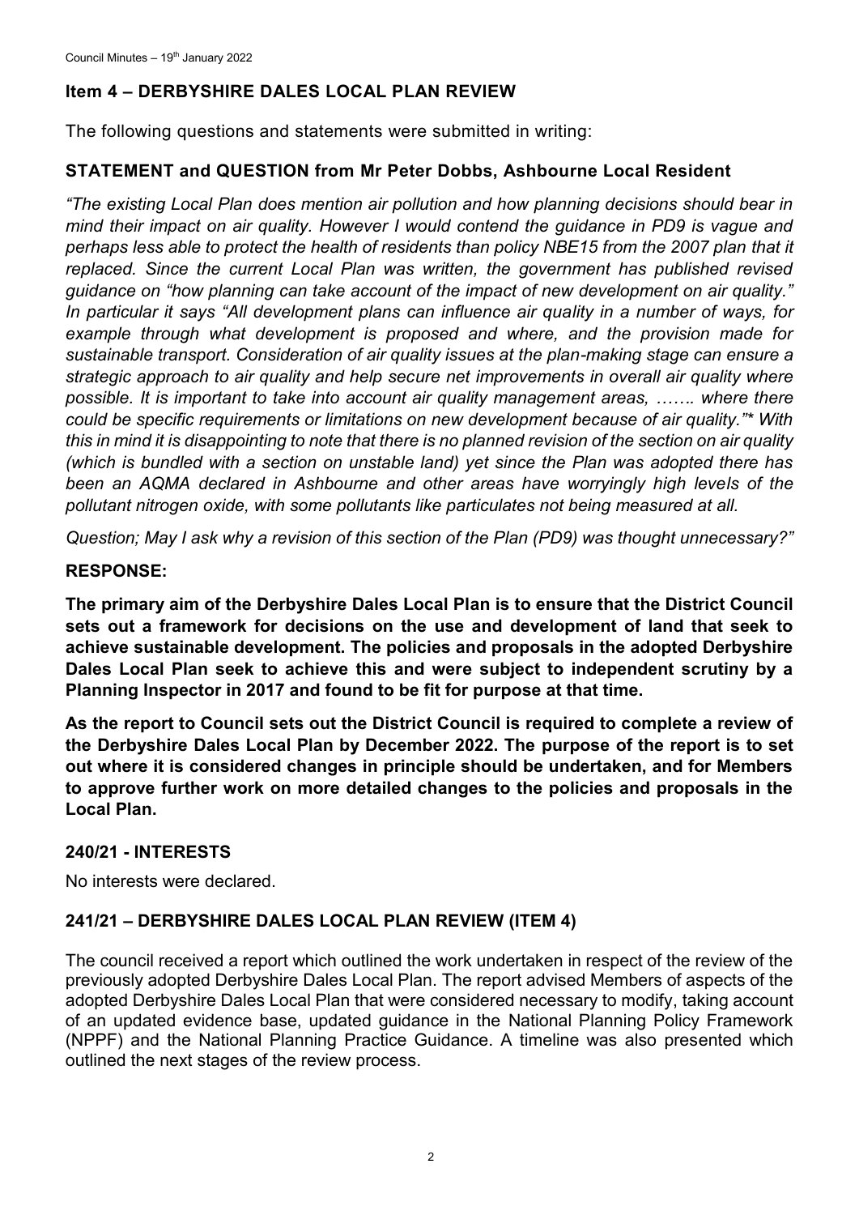## Item 4 – DERBYSHIRE DALES LOCAL PLAN REVIEW

The following questions and statements were submitted in writing:

### STATEMENT and QUESTION from Mr Peter Dobbs, Ashbourne Local Resident

*"The existing Local Plan does mention air pollution and how planning decisions should bear in mind their impact on air quality. However I would contend the guidance in PD9 is vague and perhaps less able to protect the health of residents than policy NBE15 from the 2007 plan that it replaced. Since the current Local Plan was written, the government has published revised guidance on "how planning can take account of the impact of new development on air quality." In particular it says "All development plans can influence air quality in a number of ways, for example through what development is proposed and where, and the provision made for sustainable transport. Consideration of air quality issues at the plan-making stage can ensure a strategic approach to air quality and help secure net improvements in overall air quality where possible. It is important to take into account air quality management areas, ……. where there could be specific requirements or limitations on new development because of air quality."* With this in mind it is disappointing to note that there is no planned revision of the section on air quality (which is bundled with a section on unstable land) yet since the Plan was adopted there has been an AQMA declared in Ashbourne and other areas have worryingly high levels of the pollutant nitrogen oxide, with some pollutants like particulates not being measured at all.*

*Question; May I ask why a revision of this section of the Plan (PD9) was thought unnecessary?"*

### RESPONSE:

**The primary aim of the Derbyshire Dales Local Plan is to ensure that the District Council sets out a framework for decisions on the use and development of land that seek to achieve sustainable development. The policies and proposals in the adopted Derbyshire Dales Local Plan seek to achieve this and were subject to independent scrutiny by a Planning Inspector in 2017 and found to be fit for purpose at that time.**

**As the report to Council sets out the District Council is required to complete a review of the Derbyshire Dales Local Plan by December 2022. The purpose of the report is to set out where it is considered changes in principle should be undertaken, and for Members to approve further work on more detailed changes to the policies and proposals in the Local Plan.**

## 240/21 - INTERESTS

No interests were declared.

## 241/21 – DERBYSHIRE DALES LOCAL PLAN REVIEW (ITEM 4)

The council received a report which outlined the work undertaken in respect of the review of the previously adopted Derbyshire Dales Local Plan. The report advised Members of aspects of the adopted Derbyshire Dales Local Plan that were considered necessary to modify, taking account of an updated evidence base, updated guidance in the National Planning Policy Framework (NPPF) and the National Planning Practice Guidance. A timeline was also presented which outlined the next stages of the review process.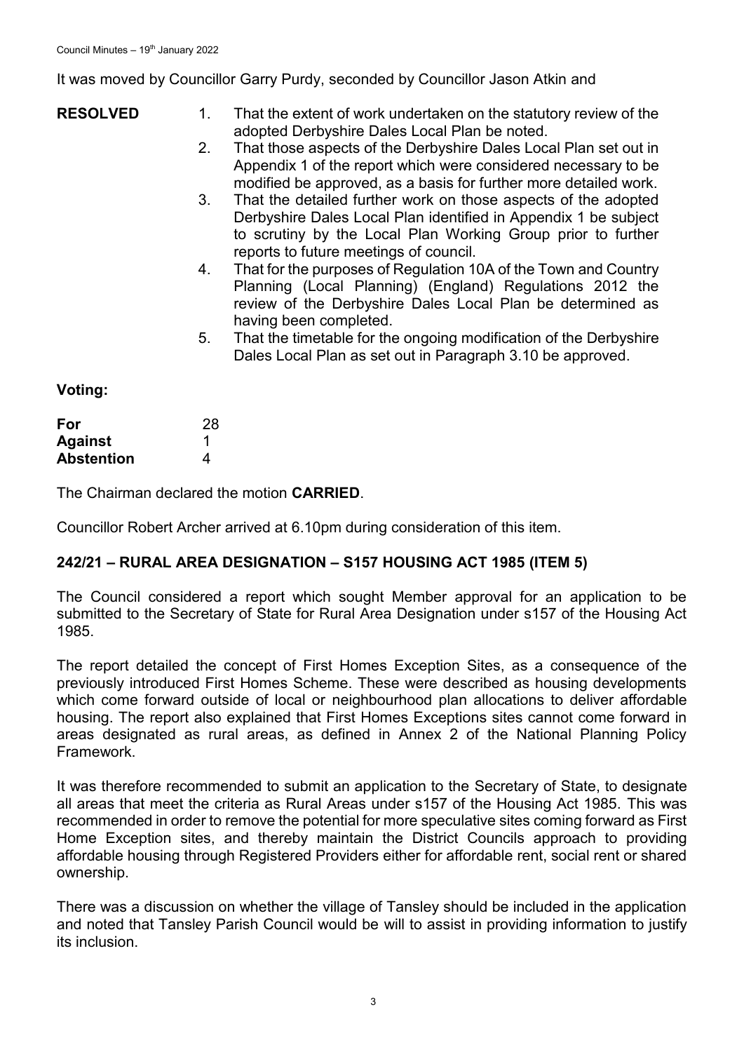It was moved by Councillor Garry Purdy, seconded by Councillor Jason Atkin and

**RESOLVED**

1. That the extent of work undertaken on the statutory review of the adopted Derbyshire Dales Local Plan be noted.
2. That those aspects of the Derbyshire Dales Local Plan set out in Appendix 1 of the report which were considered necessary to be modified be approved, as a basis for further more detailed work.
3. That the detailed further work on those aspects of the adopted Derbyshire Dales Local Plan identified in Appendix 1 be subject to scrutiny by the Local Plan Working Group prior to further reports to future meetings of council.
4. That for the purposes of Regulation 10A of the Town and Country Planning (Local Planning) (England) Regulations 2012 the review of the Derbyshire Dales Local Plan be determined as having been completed.
5. That the timetable for the ongoing modification of the Derbyshire Dales Local Plan as set out in Paragraph 3.10 be approved.

**Voting:**

| | |
|---|---|
| **For** | 28 |
| **Against** | 1 |
| **Abstention** | 4 |

The Chairman declared the motion **CARRIED**.

Councillor Robert Archer arrived at 6.10pm during consideration of this item.

## 242/21 – RURAL AREA DESIGNATION – S157 HOUSING ACT 1985 (ITEM 5)

The Council considered a report which sought Member approval for an application to be submitted to the Secretary of State for Rural Area Designation under s157 of the Housing Act 1985.

The report detailed the concept of First Homes Exception Sites, as a consequence of the previously introduced First Homes Scheme. These were described as housing developments which come forward outside of local or neighbourhood plan allocations to deliver affordable housing. The report also explained that First Homes Exceptions sites cannot come forward in areas designated as rural areas, as defined in Annex 2 of the National Planning Policy Framework.

It was therefore recommended to submit an application to the Secretary of State, to designate all areas that meet the criteria as Rural Areas under s157 of the Housing Act 1985. This was recommended in order to remove the potential for more speculative sites coming forward as First Home Exception sites, and thereby maintain the District Councils approach to providing affordable housing through Registered Providers either for affordable rent, social rent or shared ownership.

There was a discussion on whether the village of Tansley should be included in the application and noted that Tansley Parish Council would be will to assist in providing information to justify its inclusion.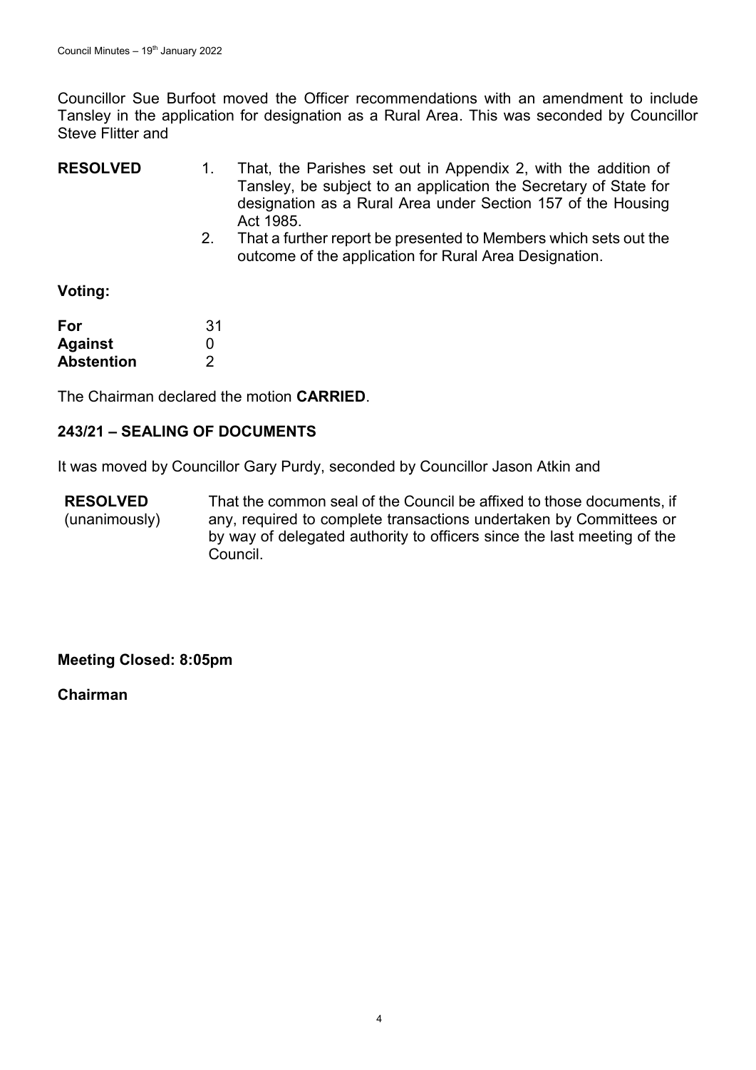Councillor Sue Burfoot moved the Officer recommendations with an amendment to include Tansley in the application for designation as a Rural Area. This was seconded by Councillor Steve Flitter and

**RESOLVED**

1. That, the Parishes set out in Appendix 2, with the addition of Tansley, be subject to an application the Secretary of State for designation as a Rural Area under Section 157 of the Housing Act 1985.
2. That a further report be presented to Members which sets out the outcome of the application for Rural Area Designation.

**Voting:**

| | |
|---|---|
| **For** | 31 |
| **Against** | 0 |
| **Abstention** | 2 |

The Chairman declared the motion **CARRIED**.

## 243/21 – SEALING OF DOCUMENTS

It was moved by Councillor Gary Purdy, seconded by Councillor Jason Atkin and

**RESOLVED** (unanimously)

That the common seal of the Council be affixed to those documents, if any, required to complete transactions undertaken by Committees or by way of delegated authority to officers since the last meeting of the Council.

**Meeting Closed: 8:05pm**

**Chairman**